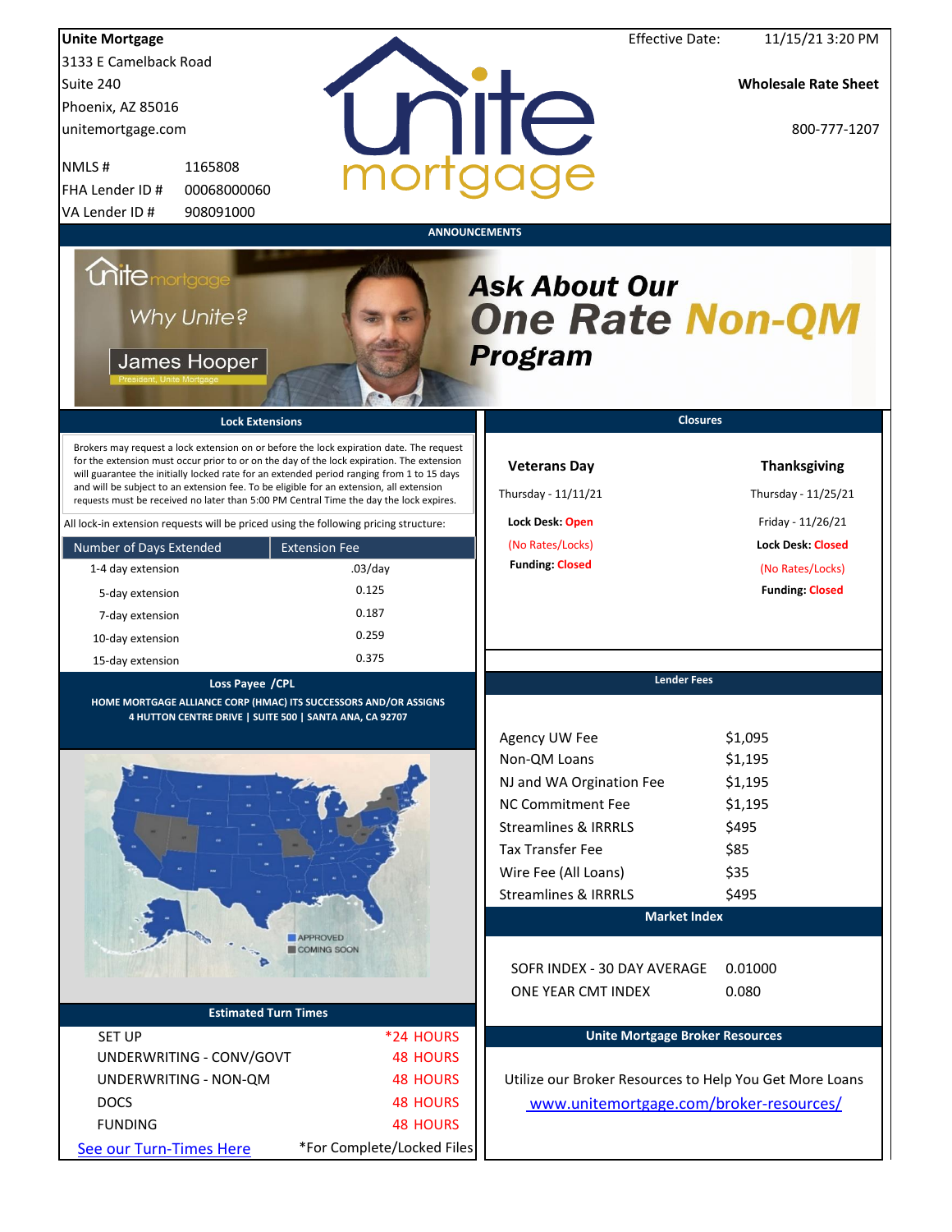**Unite Mortgage**
3133 E Camelback Road
Suite 240
Phoenix, AZ 85016
unitemortgage.com

| | |
|---|---|
| NMLS # | 1165808 |
| FHA Lender ID # | 00068000060 |
| VA Lender ID # | 908091000 |

Effective Date: 11/15/21 3:20 PM

**Wholesale Rate Sheet**

800-777-1207

## ANNOUNCEMENTS

unite mortgage

*Why Unite?*

James Hooper
President, Unite Mortgage

***Ask About Our One Rate Non-QM Program***

## Lock Extensions

Brokers may request a lock extension on or before the lock expiration date. The request for the extension must occur prior to or on the day of the lock expiration. The extension will guarantee the initially locked rate for an extended period ranging from 1 to 15 days and will be subject to an extension fee. To be eligible for an extension, all extension requests must be received no later than 5:00 PM Central Time the day the lock expires.

All lock-in extension requests will be priced using the following pricing structure:

| Number of Days Extended | Extension Fee |
|---|---|
| 1-4 day extension | .03/day |
| 5-day extension | 0.125 |
| 7-day extension | 0.187 |
| 10-day extension | 0.259 |
| 15-day extension | 0.375 |

## Closures

**Veterans Day**
Thursday - 11/11/21
**Lock Desk:** Open
(No Rates/Locks)
**Funding:** Closed

**Thanksgiving**
Thursday - 11/25/21
Friday - 11/26/21
**Lock Desk:** Closed
(No Rates/Locks)
**Funding:** Closed

## Loss Payee /CPL

**HOME MORTGAGE ALLIANCE CORP (HMAC) ITS SUCCESSORS AND/OR ASSIGNS**
**4 HUTTON CENTRE DRIVE | SUITE 500 | SANTA ANA, CA 92707**

APPROVED
COMING SOON

## Lender Fees

| | |
|---|---|
| Agency UW Fee | $1,095 |
| Non-QM Loans | $1,195 |
| NJ and WA Orgination Fee | $1,195 |
| NC Commitment Fee | $1,195 |
| Streamlines & IRRRLS | $495 |
| Tax Transfer Fee | $85 |
| Wire Fee (All Loans) | $35 |
| Streamlines & IRRRLS | $495 |

## Market Index

| | |
|---|---|
| SOFR INDEX - 30 DAY AVERAGE | 0.01000 |
| ONE YEAR CMT INDEX | 0.080 |

## Estimated Turn Times

| | |
|---|---|
| SET UP | *24 HOURS |
| UNDERWRITING - CONV/GOVT | 48 HOURS |
| UNDERWRITING - NON-QM | 48 HOURS |
| DOCS | 48 HOURS |
| FUNDING | 48 HOURS |

See our Turn-Times Here

*For Complete/Locked Files

## Unite Mortgage Broker Resources

Utilize our Broker Resources to Help You Get More Loans

www.unitemortgage.com/broker-resources/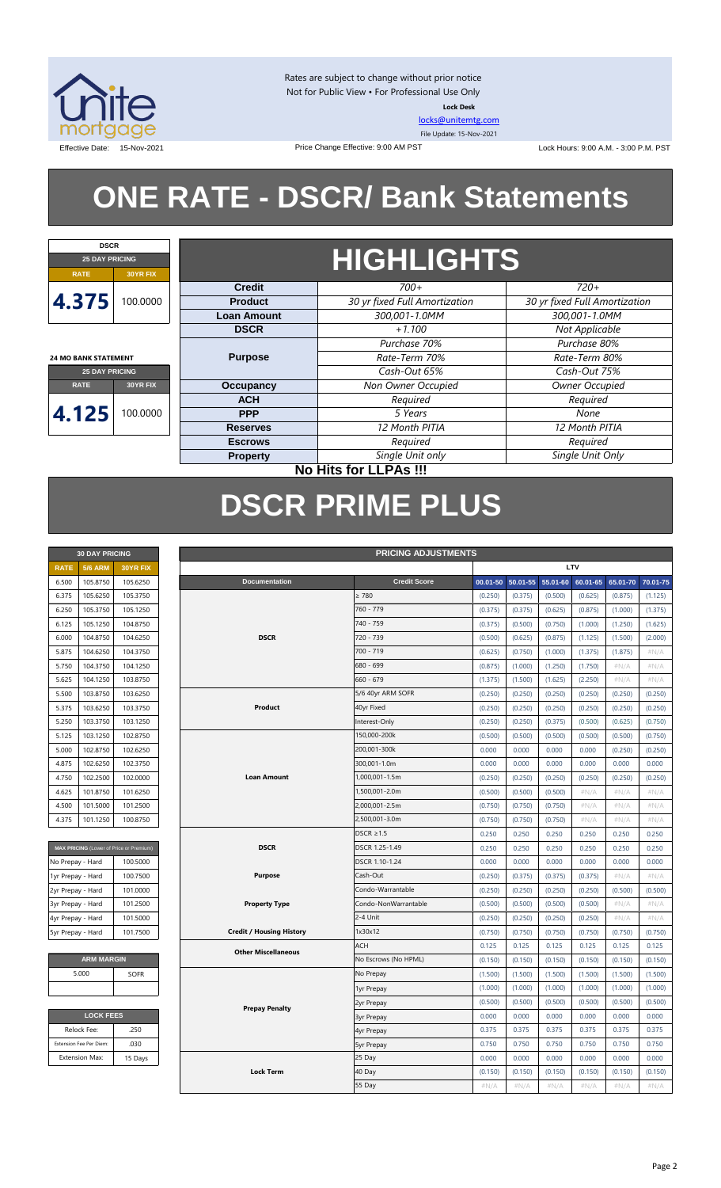Rates are subject to change without prior notice
Not for Public View • For Professional Use Only
**Lock Desk**
locks@unitemtg.com
File Update: 15-Nov-2021

Effective Date: 15-Nov-2021 | Price Change Effective: 9:00 AM PST | Lock Hours: 9:00 A.M. - 3:00 P.M. PST

# ONE RATE - DSCR/ Bank Statements

| DSCR | |
|---|---|
| **25 DAY PRICING** | |
| **RATE** | **30YR FIX** |
| 4.375 | 100.0000 |

| 24 MO BANK STATEMENT | |
|---|---|
| **25 DAY PRICING** | |
| **RATE** | **30YR FIX** |
| 4.125 | 100.0000 |

## HIGHLIGHTS

| | | |
|---|---|---|
| **Credit** | *700+* | *720+* |
| **Product** | *30 yr fixed Full Amortization* | *30 yr fixed Full Amortization* |
| **Loan Amount** | *300,001-1.0MM* | *300,001-1.0MM* |
| **DSCR** | *+1.100* | *Not Applicable* |
| **Purpose** | *Purchase 70%* | *Purchase 80%* |
| | *Rate-Term 70%* | *Rate-Term 80%* |
| | *Cash-Out 65%* | *Cash-Out 75%* |
| **Occupancy** | *Non Owner Occupied* | *Owner Occupied* |
| **ACH** | *Required* | *Required* |
| **PPP** | *5 Years* | *None* |
| **Reserves** | *12 Month PITIA* | *12 Month PITIA* |
| **Escrows** | *Required* | *Required* |
| **Property** | *Single Unit only* | *Single Unit Only* |

**No Hits for LLPAs !!!**

# DSCR PRIME PLUS

| 30 DAY PRICING | | |
|---|---|---|
| **RATE** | **5/6 ARM** | **30YR FIX** |
| 6.500 | 105.8750 | 105.6250 |
| 6.375 | 105.6250 | 105.3750 |
| 6.250 | 105.3750 | 105.1250 |
| 6.125 | 105.1250 | 104.8750 |
| 6.000 | 104.8750 | 104.6250 |
| 5.875 | 104.6250 | 104.3750 |
| 5.750 | 104.3750 | 104.1250 |
| 5.625 | 104.1250 | 103.8750 |
| 5.500 | 103.8750 | 103.6250 |
| 5.375 | 103.6250 | 103.3750 |
| 5.250 | 103.3750 | 103.1250 |
| 5.125 | 103.1250 | 102.8750 |
| 5.000 | 102.8750 | 102.6250 |
| 4.875 | 102.6250 | 102.3750 |
| 4.750 | 102.2500 | 102.0000 |
| 4.625 | 101.8750 | 101.6250 |
| 4.500 | 101.5000 | 101.2500 |
| 4.375 | 101.1250 | 100.8750 |

| MAX PRICING (Lower of Price or Premium) | |
|---|---|
| No Prepay - Hard | 100.5000 |
| 1yr Prepay - Hard | 100.7500 |
| 2yr Prepay - Hard | 101.0000 |
| 3yr Prepay - Hard | 101.2500 |
| 4yr Prepay - Hard | 101.5000 |
| 5yr Prepay - Hard | 101.7500 |

| ARM MARGIN | |
|---|---|
| 5.000 | SOFR |

| LOCK FEES | |
|---|---|
| Relock Fee: | .250 |
| Extension Fee Per Diem: | .030 |
| Extension Max: | 15 Days |

| PRICING ADJUSTMENTS | | | | | | | |
|---|---|---|---|---|---|---|---|
| | | LTV | | | | | |
| **Documentation** | **Credit Score** | **00.01-50** | **50.01-55** | **55.01-60** | **60.01-65** | **65.01-70** | **70.01-75** |
| DSCR | ≥ 780 | (0.250) | (0.375) | (0.500) | (0.625) | (0.875) | (1.125) |
| | 760 - 779 | (0.375) | (0.375) | (0.625) | (0.875) | (1.000) | (1.375) |
| | 740 - 759 | (0.375) | (0.500) | (0.750) | (1.000) | (1.250) | (1.625) |
| | 720 - 739 | (0.500) | (0.625) | (0.875) | (1.125) | (1.500) | (2.000) |
| | 700 - 719 | (0.625) | (0.750) | (1.000) | (1.375) | (1.875) | #N/A |
| | 680 - 699 | (0.875) | (1.000) | (1.250) | (1.750) | #N/A | #N/A |
| | 660 - 679 | (1.375) | (1.500) | (1.625) | (2.250) | #N/A | #N/A |
| Product | 5/6 40yr ARM SOFR | (0.250) | (0.250) | (0.250) | (0.250) | (0.250) | (0.250) |
| | 40yr Fixed | (0.250) | (0.250) | (0.250) | (0.250) | (0.250) | (0.250) |
| | Interest-Only | (0.250) | (0.250) | (0.375) | (0.500) | (0.625) | (0.750) |
| Loan Amount | 150,000-200k | (0.500) | (0.500) | (0.500) | (0.500) | (0.500) | (0.750) |
| | 200,001-300k | 0.000 | 0.000 | 0.000 | 0.000 | (0.250) | (0.250) |
| | 300,001-1.0m | 0.000 | 0.000 | 0.000 | 0.000 | 0.000 | 0.000 |
| | 1,000,001-1.5m | (0.250) | (0.250) | (0.250) | (0.250) | (0.250) | (0.250) |
| | 1,500,001-2.0m | (0.500) | (0.500) | (0.500) | #N/A | #N/A | #N/A |
| | 2,000,001-2.5m | (0.750) | (0.750) | (0.750) | #N/A | #N/A | #N/A |
| | 2,500,001-3.0m | (0.750) | (0.750) | (0.750) | #N/A | #N/A | #N/A |
| DSCR | DSCR ≥1.5 | 0.250 | 0.250 | 0.250 | 0.250 | 0.250 | 0.250 |
| | DSCR 1.25-1.49 | 0.250 | 0.250 | 0.250 | 0.250 | 0.250 | 0.250 |
| | DSCR 1.10-1.24 | 0.000 | 0.000 | 0.000 | 0.000 | 0.000 | 0.000 |
| Purpose | Cash-Out | (0.250) | (0.375) | (0.375) | (0.375) | #N/A | #N/A |
| Property Type | Condo-Warrantable | (0.250) | (0.250) | (0.250) | (0.250) | (0.500) | (0.500) |
| | Condo-NonWarrantable | (0.500) | (0.500) | (0.500) | (0.500) | #N/A | #N/A |
| | 2-4 Unit | (0.250) | (0.250) | (0.250) | (0.250) | #N/A | #N/A |
| Credit / Housing History | 1x30x12 | (0.750) | (0.750) | (0.750) | (0.750) | (0.750) | (0.750) |
| Other Miscellaneous | ACH | 0.125 | 0.125 | 0.125 | 0.125 | 0.125 | 0.125 |
| | No Escrows (No HPML) | (0.150) | (0.150) | (0.150) | (0.150) | (0.150) | (0.150) |
| Prepay Penalty | No Prepay | (1.500) | (1.500) | (1.500) | (1.500) | (1.500) | (1.500) |
| | 1yr Prepay | (1.000) | (1.000) | (1.000) | (1.000) | (1.000) | (1.000) |
| | 2yr Prepay | (0.500) | (0.500) | (0.500) | (0.500) | (0.500) | (0.500) |
| | 3yr Prepay | 0.000 | 0.000 | 0.000 | 0.000 | 0.000 | 0.000 |
| | 4yr Prepay | 0.375 | 0.375 | 0.375 | 0.375 | 0.375 | 0.375 |
| | 5yr Prepay | 0.750 | 0.750 | 0.750 | 0.750 | 0.750 | 0.750 |
| Lock Term | 25 Day | 0.000 | 0.000 | 0.000 | 0.000 | 0.000 | 0.000 |
| | 40 Day | (0.150) | (0.150) | (0.150) | (0.150) | (0.150) | (0.150) |
| | 55 Day | #N/A | #N/A | #N/A | #N/A | #N/A | #N/A |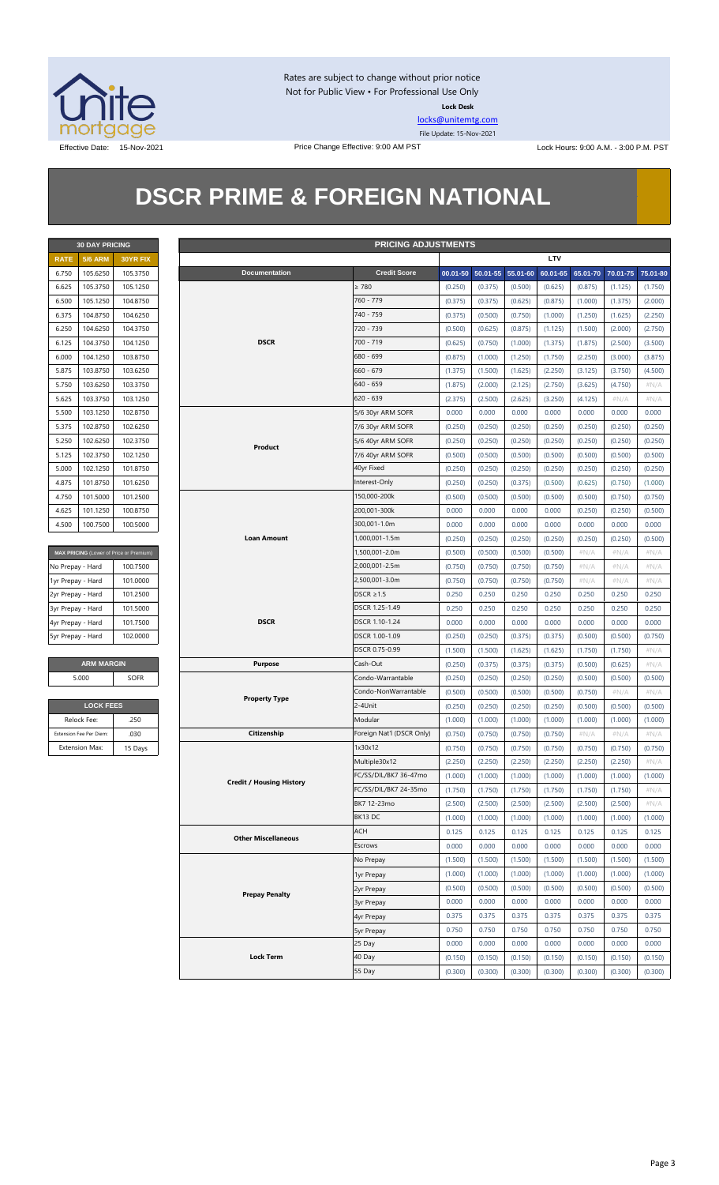Rates are subject to change without prior notice
Not for Public View • For Professional Use Only

**Lock Desk**

locks@unitemtg.com

File Update: 15-Nov-2021

Effective Date: 15-Nov-2021 | Price Change Effective: 9:00 AM PST | Lock Hours: 9:00 A.M. - 3:00 P.M. PST

# DSCR PRIME & FOREIGN NATIONAL

| 30 DAY PRICING | | |
|---|---|---|
| RATE | 5/6 ARM | 30YR FIX |
| 6.750 | 105.6250 | 105.3750 |
| 6.625 | 105.3750 | 105.1250 |
| 6.500 | 105.1250 | 104.8750 |
| 6.375 | 104.8750 | 104.6250 |
| 6.250 | 104.6250 | 104.3750 |
| 6.125 | 104.3750 | 104.1250 |
| 6.000 | 104.1250 | 103.8750 |
| 5.875 | 103.8750 | 103.6250 |
| 5.750 | 103.6250 | 103.3750 |
| 5.625 | 103.3750 | 103.1250 |
| 5.500 | 103.1250 | 102.8750 |
| 5.375 | 102.8750 | 102.6250 |
| 5.250 | 102.6250 | 102.3750 |
| 5.125 | 102.3750 | 102.1250 |
| 5.000 | 102.1250 | 101.8750 |
| 4.875 | 101.8750 | 101.6250 |
| 4.750 | 101.5000 | 101.2500 |
| 4.625 | 101.1250 | 100.8750 |
| 4.500 | 100.7500 | 100.5000 |

| MAX PRICING (Lower of Price or Premium) | |
|---|---|
| No Prepay - Hard | 100.7500 |
| 1yr Prepay - Hard | 101.0000 |
| 2yr Prepay - Hard | 101.2500 |
| 3yr Prepay - Hard | 101.5000 |
| 4yr Prepay - Hard | 101.7500 |
| 5yr Prepay - Hard | 102.0000 |

| ARM MARGIN | |
|---|---|
| 5.000 | SOFR |

| LOCK FEES | |
|---|---|
| Relock Fee: | .250 |
| Extension Fee Per Diem: | .030 |
| Extension Max: | 15 Days |

| PRICING ADJUSTMENTS | | | | | | | | |
|---|---|---|---|---|---|---|---|---|
| | | LTV | | | | | | |
| Documentation | Credit Score | 00.01-50 | 50.01-55 | 55.01-60 | 60.01-65 | 65.01-70 | 70.01-75 | 75.01-80 |
| DSCR | ≥ 780 | (0.250) | (0.375) | (0.500) | (0.625) | (0.875) | (1.125) | (1.750) |
| | 760 - 779 | (0.375) | (0.375) | (0.625) | (0.875) | (1.000) | (1.375) | (2.000) |
| | 740 - 759 | (0.375) | (0.500) | (0.750) | (1.000) | (1.250) | (1.625) | (2.250) |
| | 720 - 739 | (0.500) | (0.625) | (0.875) | (1.125) | (1.500) | (2.000) | (2.750) |
| | 700 - 719 | (0.625) | (0.750) | (1.000) | (1.375) | (1.875) | (2.500) | (3.500) |
| | 680 - 699 | (0.875) | (1.000) | (1.250) | (1.750) | (2.250) | (3.000) | (3.875) |
| | 660 - 679 | (1.375) | (1.500) | (1.625) | (2.250) | (3.125) | (3.750) | (4.500) |
| | 640 - 659 | (1.875) | (2.000) | (2.125) | (2.750) | (3.625) | (4.750) | #N/A |
| | 620 - 639 | (2.375) | (2.500) | (2.625) | (3.250) | (4.125) | #N/A | #N/A |
| Product | 5/6 30yr ARM SOFR | 0.000 | 0.000 | 0.000 | 0.000 | 0.000 | 0.000 | 0.000 |
| | 7/6 30yr ARM SOFR | (0.250) | (0.250) | (0.250) | (0.250) | (0.250) | (0.250) | (0.250) |
| | 5/6 40yr ARM SOFR | (0.250) | (0.250) | (0.250) | (0.250) | (0.250) | (0.250) | (0.250) |
| | 7/6 40yr ARM SOFR | (0.500) | (0.500) | (0.500) | (0.500) | (0.500) | (0.500) | (0.500) |
| | 40yr Fixed | (0.250) | (0.250) | (0.250) | (0.250) | (0.250) | (0.250) | (0.250) |
| | Interest-Only | (0.250) | (0.250) | (0.375) | (0.500) | (0.625) | (0.750) | (1.000) |
| Loan Amount | 150,000-200k | (0.500) | (0.500) | (0.500) | (0.500) | (0.500) | (0.750) | (0.750) |
| | 200,001-300k | 0.000 | 0.000 | 0.000 | 0.000 | (0.250) | (0.250) | (0.500) |
| | 300,001-1.0m | 0.000 | 0.000 | 0.000 | 0.000 | 0.000 | 0.000 | 0.000 |
| | 1,000,001-1.5m | (0.250) | (0.250) | (0.250) | (0.250) | (0.250) | (0.250) | (0.500) |
| | 1,500,001-2.0m | (0.500) | (0.500) | (0.500) | (0.500) | #N/A | #N/A | #N/A |
| | 2,000,001-2.5m | (0.750) | (0.750) | (0.750) | (0.750) | #N/A | #N/A | #N/A |
| | 2,500,001-3.0m | (0.750) | (0.750) | (0.750) | (0.750) | #N/A | #N/A | #N/A |
| DSCR | DSCR ≥1.5 | 0.250 | 0.250 | 0.250 | 0.250 | 0.250 | 0.250 | 0.250 |
| | DSCR 1.25-1.49 | 0.250 | 0.250 | 0.250 | 0.250 | 0.250 | 0.250 | 0.250 |
| | DSCR 1.10-1.24 | 0.000 | 0.000 | 0.000 | 0.000 | 0.000 | 0.000 | 0.000 |
| | DSCR 1.00-1.09 | (0.250) | (0.250) | (0.375) | (0.375) | (0.500) | (0.500) | (0.750) |
| | DSCR 0.75-0.99 | (1.500) | (1.500) | (1.625) | (1.625) | (1.750) | (1.750) | #N/A |
| Purpose | Cash-Out | (0.250) | (0.375) | (0.375) | (0.375) | (0.500) | (0.625) | #N/A |
| Property Type | Condo-Warrantable | (0.250) | (0.250) | (0.250) | (0.250) | (0.500) | (0.500) | (0.500) |
| | Condo-NonWarrantable | (0.500) | (0.500) | (0.500) | (0.500) | (0.750) | #N/A | #N/A |
| | 2-4Unit | (0.250) | (0.250) | (0.250) | (0.250) | (0.500) | (0.500) | (0.500) |
| | Modular | (1.000) | (1.000) | (1.000) | (1.000) | (1.000) | (1.000) | (1.000) |
| Citizenship | Foreign Nat'l (DSCR Only) | (0.750) | (0.750) | (0.750) | (0.750) | #N/A | #N/A | #N/A |
| Credit / Housing History | 1x30x12 | (0.750) | (0.750) | (0.750) | (0.750) | (0.750) | (0.750) | (0.750) |
| | Multiple30x12 | (2.250) | (2.250) | (2.250) | (2.250) | (2.250) | (2.250) | #N/A |
| | FC/SS/DIL/BK7 36-47mo | (1.000) | (1.000) | (1.000) | (1.000) | (1.000) | (1.000) | (1.000) |
| | FC/SS/DIL/BK7 24-35mo | (1.750) | (1.750) | (1.750) | (1.750) | (1.750) | (1.750) | #N/A |
| | BK7 12-23mo | (2.500) | (2.500) | (2.500) | (2.500) | (2.500) | (2.500) | #N/A |
| | BK13 DC | (1.000) | (1.000) | (1.000) | (1.000) | (1.000) | (1.000) | (1.000) |
| Other Miscellaneous | ACH | 0.125 | 0.125 | 0.125 | 0.125 | 0.125 | 0.125 | 0.125 |
| | Escrows | 0.000 | 0.000 | 0.000 | 0.000 | 0.000 | 0.000 | 0.000 |
| Prepay Penalty | No Prepay | (1.500) | (1.500) | (1.500) | (1.500) | (1.500) | (1.500) | (1.500) |
| | 1yr Prepay | (1.000) | (1.000) | (1.000) | (1.000) | (1.000) | (1.000) | (1.000) |
| | 2yr Prepay | (0.500) | (0.500) | (0.500) | (0.500) | (0.500) | (0.500) | (0.500) |
| | 3yr Prepay | 0.000 | 0.000 | 0.000 | 0.000 | 0.000 | 0.000 | 0.000 |
| | 4yr Prepay | 0.375 | 0.375 | 0.375 | 0.375 | 0.375 | 0.375 | 0.375 |
| | 5yr Prepay | 0.750 | 0.750 | 0.750 | 0.750 | 0.750 | 0.750 | 0.750 |
| Lock Term | 25 Day | 0.000 | 0.000 | 0.000 | 0.000 | 0.000 | 0.000 | 0.000 |
| | 40 Day | (0.150) | (0.150) | (0.150) | (0.150) | (0.150) | (0.150) | (0.150) |
| | 55 Day | (0.300) | (0.300) | (0.300) | (0.300) | (0.300) | (0.300) | (0.300) |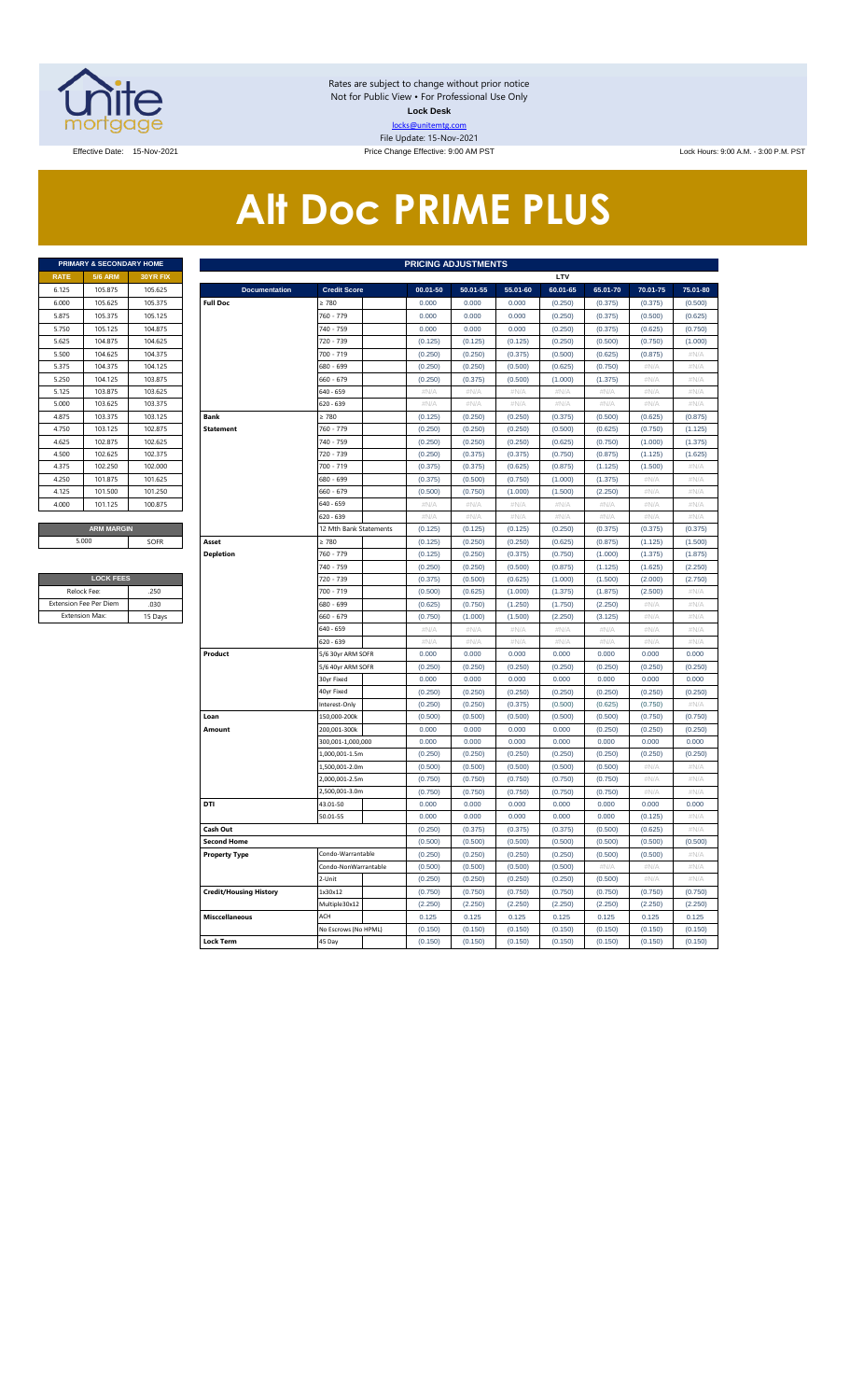Rates are subject to change without prior notice
Not for Public View • For Professional Use Only
**Lock Desk**
locks@unitemtg.com
File Update: 15-Nov-2021

Effective Date: 15-Nov-2021 | Price Change Effective: 9:00 AM PST | Lock Hours: 9:00 A.M. - 3:00 P.M. PST

# Alt Doc PRIME PLUS

| PRIMARY & SECONDARY HOME | | |
|---|---|---|
| **RATE** | **5/6 ARM** | **30YR FIX** |
| 6.125 | 105.875 | 105.625 |
| 6.000 | 105.625 | 105.375 |
| 5.875 | 105.375 | 105.125 |
| 5.750 | 105.125 | 104.875 |
| 5.625 | 104.875 | 104.625 |
| 5.500 | 104.625 | 104.375 |
| 5.375 | 104.375 | 104.125 |
| 5.250 | 104.125 | 103.875 |
| 5.125 | 103.875 | 103.625 |
| 5.000 | 103.625 | 103.375 |
| 4.875 | 103.375 | 103.125 |
| 4.750 | 103.125 | 102.875 |
| 4.625 | 102.875 | 102.625 |
| 4.500 | 102.625 | 102.375 |
| 4.375 | 102.250 | 102.000 |
| 4.250 | 101.875 | 101.625 |
| 4.125 | 101.500 | 101.250 |
| 4.000 | 101.125 | 100.875 |

| ARM MARGIN | |
|---|---|
| 5.000 | SOFR |

| LOCK FEES | |
|---|---|
| Relock Fee: | .250 |
| Extension Fee Per Diem | .030 |
| Extension Max: | 15 Days |

| PRICING ADJUSTMENTS | | | | | | | | | |
|---|---|---|---|---|---|---|---|---|---|
| | | | LTV | | | | | | |
| **Documentation** | **Credit Score** | | **00.01-50** | **50.01-55** | **55.01-60** | **60.01-65** | **65.01-70** | **70.01-75** | **75.01-80** |
| **Full Doc** | ≥ 780 | | 0.000 | 0.000 | 0.000 | (0.250) | (0.375) | (0.375) | (0.500) |
| | 760 - 779 | | 0.000 | 0.000 | 0.000 | (0.250) | (0.375) | (0.500) | (0.625) |
| | 740 - 759 | | 0.000 | 0.000 | 0.000 | (0.250) | (0.375) | (0.625) | (0.750) |
| | 720 - 739 | | (0.125) | (0.125) | (0.125) | (0.250) | (0.500) | (0.750) | (1.000) |
| | 700 - 719 | | (0.250) | (0.250) | (0.375) | (0.500) | (0.625) | (0.875) | #N/A |
| | 680 - 699 | | (0.250) | (0.250) | (0.500) | (0.625) | (0.750) | #N/A | #N/A |
| | 660 - 679 | | (0.250) | (0.375) | (0.500) | (1.000) | (1.375) | #N/A | #N/A |
| | 640 - 659 | | #N/A | #N/A | #N/A | #N/A | #N/A | #N/A | #N/A |
| | 620 - 639 | | #N/A | #N/A | #N/A | #N/A | #N/A | #N/A | #N/A |
| **Bank Statement** | ≥ 780 | | (0.125) | (0.250) | (0.250) | (0.375) | (0.500) | (0.625) | (0.875) |
| | 760 - 779 | | (0.250) | (0.250) | (0.250) | (0.500) | (0.625) | (0.750) | (1.125) |
| | 740 - 759 | | (0.250) | (0.250) | (0.250) | (0.625) | (0.750) | (1.000) | (1.375) |
| | 720 - 739 | | (0.250) | (0.375) | (0.375) | (0.750) | (0.875) | (1.125) | (1.625) |
| | 700 - 719 | | (0.375) | (0.375) | (0.625) | (0.875) | (1.125) | (1.500) | #N/A |
| | 680 - 699 | | (0.375) | (0.500) | (0.750) | (1.000) | (1.375) | #N/A | #N/A |
| | 660 - 679 | | (0.500) | (0.750) | (1.000) | (1.500) | (2.250) | #N/A | #N/A |
| | 640 - 659 | | #N/A | #N/A | #N/A | #N/A | #N/A | #N/A | #N/A |
| | 620 - 639 | | #N/A | #N/A | #N/A | #N/A | #N/A | #N/A | #N/A |
| | 12 Mth Bank Statements | | (0.125) | (0.125) | (0.125) | (0.250) | (0.375) | (0.375) | (0.375) |
| **Asset Depletion** | ≥ 780 | | (0.125) | (0.250) | (0.250) | (0.625) | (0.875) | (1.125) | (1.500) |
| | 760 - 779 | | (0.125) | (0.250) | (0.375) | (0.750) | (1.000) | (1.375) | (1.875) |
| | 740 - 759 | | (0.250) | (0.250) | (0.500) | (0.875) | (1.125) | (1.625) | (2.250) |
| | 720 - 739 | | (0.375) | (0.500) | (0.625) | (1.000) | (1.500) | (2.000) | (2.750) |
| | 700 - 719 | | (0.500) | (0.625) | (1.000) | (1.375) | (1.875) | (2.500) | #N/A |
| | 680 - 699 | | (0.625) | (0.750) | (1.250) | (1.750) | (2.250) | #N/A | #N/A |
| | 660 - 679 | | (0.750) | (1.000) | (1.500) | (2.250) | (3.125) | #N/A | #N/A |
| | 640 - 659 | | #N/A | #N/A | #N/A | #N/A | #N/A | #N/A | #N/A |
| | 620 - 639 | | #N/A | #N/A | #N/A | #N/A | #N/A | #N/A | #N/A |
| **Product** | 5/6 30yr ARM SOFR | | 0.000 | 0.000 | 0.000 | 0.000 | 0.000 | 0.000 | 0.000 |
| | 5/6 40yr ARM SOFR | | (0.250) | (0.250) | (0.250) | (0.250) | (0.250) | (0.250) | (0.250) |
| | 30yr Fixed | | 0.000 | 0.000 | 0.000 | 0.000 | 0.000 | 0.000 | 0.000 |
| | 40yr Fixed | | (0.250) | (0.250) | (0.250) | (0.250) | (0.250) | (0.250) | (0.250) |
| | Interest-Only | | (0.250) | (0.250) | (0.375) | (0.500) | (0.625) | (0.750) | #N/A |
| **Loan Amount** | 150,000-200k | | (0.500) | (0.500) | (0.500) | (0.500) | (0.500) | (0.750) | (0.750) |
| | 200,001-300k | | 0.000 | 0.000 | 0.000 | 0.000 | (0.250) | (0.250) | (0.250) |
| | 300,001-1,000,000 | | 0.000 | 0.000 | 0.000 | 0.000 | 0.000 | 0.000 | 0.000 |
| | 1,000,001-1.5m | | (0.250) | (0.250) | (0.250) | (0.250) | (0.250) | (0.250) | (0.250) |
| | 1,500,001-2.0m | | (0.500) | (0.500) | (0.500) | (0.500) | (0.500) | #N/A | #N/A |
| | 2,000,001-2.5m | | (0.750) | (0.750) | (0.750) | (0.750) | (0.750) | #N/A | #N/A |
| | 2,500,001-3.0m | | (0.750) | (0.750) | (0.750) | (0.750) | (0.750) | #N/A | #N/A |
| **DTI** | 43.01-50 | | 0.000 | 0.000 | 0.000 | 0.000 | 0.000 | 0.000 | 0.000 |
| | 50.01-55 | | 0.000 | 0.000 | 0.000 | 0.000 | 0.000 | (0.125) | #N/A |
| **Cash Out** | | | (0.250) | (0.375) | (0.375) | (0.375) | (0.500) | (0.625) | #N/A |
| **Second Home** | | | (0.500) | (0.500) | (0.500) | (0.500) | (0.500) | (0.500) | (0.500) |
| **Property Type** | Condo-Warrantable | | (0.250) | (0.250) | (0.250) | (0.250) | (0.500) | (0.500) | #N/A |
| | Condo-NonWarrantable | | (0.500) | (0.500) | (0.500) | (0.500) | #N/A | #N/A | #N/A |
| | 2-Unit | | (0.250) | (0.250) | (0.250) | (0.250) | (0.500) | #N/A | #N/A |
| **Credit/Housing History** | 1x30x12 | | (0.750) | (0.750) | (0.750) | (0.750) | (0.750) | (0.750) | (0.750) |
| | Multiple30x12 | | (2.250) | (2.250) | (2.250) | (2.250) | (2.250) | (2.250) | (2.250) |
| **Misccellaneous** | ACH | | 0.125 | 0.125 | 0.125 | 0.125 | 0.125 | 0.125 | 0.125 |
| | No Escrows (No HPML) | | (0.150) | (0.150) | (0.150) | (0.150) | (0.150) | (0.150) | (0.150) |
| **Lock Term** | 45 Day | | (0.150) | (0.150) | (0.150) | (0.150) | (0.150) | (0.150) | (0.150) |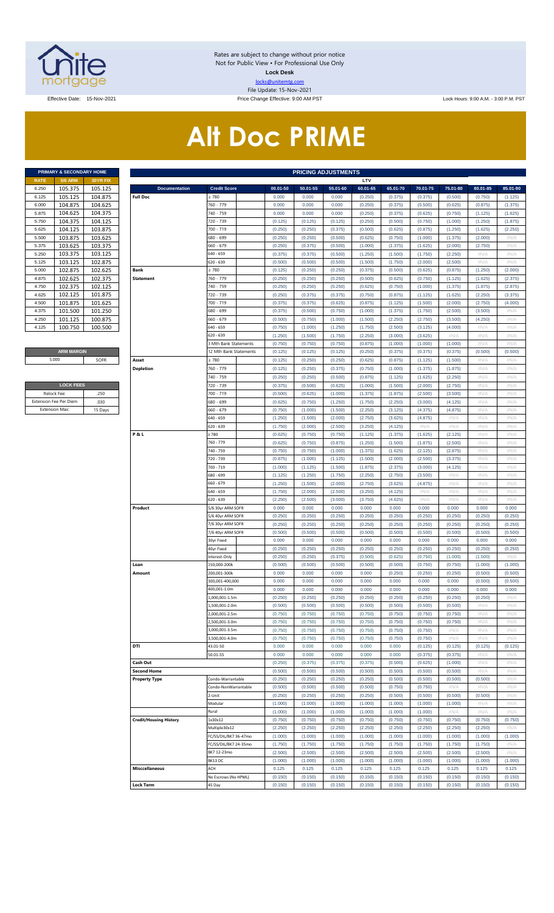Rates are subject to change without prior notice
Not for Public View • For Professional Use Only
**Lock Desk**
locks@unitemtg.com
File Update: 15-Nov-2021

Effective Date: 15-Nov-2021

Price Change Effective: 9:00 AM PST

Lock Hours: 9:00 A.M. - 3:00 P.M. PST

# Alt Doc PRIME

| PRIMARY & SECONDARY HOME | | |
|---|---|---|
| RATE | 5/6 ARM | 30YR FIX |
| 6.250 | 105.375 | 105.125 |
| 6.125 | 105.125 | 104.875 |
| 6.000 | 104.875 | 104.625 |
| 5.875 | 104.625 | 104.375 |
| 5.750 | 104.375 | 104.125 |
| 5.625 | 104.125 | 103.875 |
| 5.500 | 103.875 | 103.625 |
| 5.375 | 103.625 | 103.375 |
| 5.250 | 103.375 | 103.125 |
| 5.125 | 103.125 | 102.875 |
| 5.000 | 102.875 | 102.625 |
| 4.875 | 102.625 | 102.375 |
| 4.750 | 102.375 | 102.125 |
| 4.625 | 102.125 | 101.875 |
| 4.500 | 101.875 | 101.625 |
| 4.375 | 101.500 | 101.250 |
| 4.250 | 101.125 | 100.875 |
| 4.125 | 100.750 | 100.500 |

| ARM MARGIN | |
|---|---|
| 5.000 | SOFR |

| LOCK FEES | |
|---|---|
| Relock Fee: | .250 |
| Extension Fee Per Diem | .030 |
| Extension Max: | 15 Days |

| PRICING ADJUSTMENTS | | | | | | | | | | |
|---|---|---|---|---|---|---|---|---|---|---|
| | | LTV | | | | | | | | |
| Documentation | Credit Score | 00.01-50 | 50.01-55 | 55.01-60 | 60.01-65 | 65.01-70 | 70.01-75 | 75.01-80 | 80.01-85 | 85.01-90 |
| Full Doc | ≥ 780 | 0.000 | 0.000 | 0.000 | (0.250) | (0.375) | (0.375) | (0.500) | (0.750) | (1.125) |
| | 760 - 779 | 0.000 | 0.000 | 0.000 | (0.250) | (0.375) | (0.500) | (0.625) | (0.875) | (1.375) |
| | 740 - 759 | 0.000 | 0.000 | 0.000 | (0.250) | (0.375) | (0.625) | (0.750) | (1.125) | (1.625) |
| | 720 - 739 | (0.125) | (0.125) | (0.125) | (0.250) | (0.500) | (0.750) | (1.000) | (1.250) | (1.875) |
| | 700 - 719 | (0.250) | (0.250) | (0.375) | (0.500) | (0.625) | (0.875) | (1.250) | (1.625) | (2.250) |
| | 680 - 699 | (0.250) | (0.250) | (0.500) | (0.625) | (0.750) | (1.000) | (1.375) | (2.000) | #N/A |
| | 660 - 679 | (0.250) | (0.375) | (0.500) | (1.000) | (1.375) | (1.625) | (2.000) | (2.750) | #N/A |
| | 640 - 659 | (0.375) | (0.375) | (0.500) | (1.250) | (1.500) | (1.750) | (2.250) | #N/A | #N/A |
| | 620 - 639 | (0.500) | (0.500) | (0.500) | (1.500) | (1.750) | (2.000) | (2.500) | #N/A | #N/A |
| Bank Statement | ≥ 780 | (0.125) | (0.250) | (0.250) | (0.375) | (0.500) | (0.625) | (0.875) | (1.250) | (2.000) |
| | 760 - 779 | (0.250) | (0.250) | (0.250) | (0.500) | (0.625) | (0.750) | (1.125) | (1.625) | (2.375) |
| | 740 - 759 | (0.250) | (0.250) | (0.250) | (0.625) | (0.750) | (1.000) | (1.375) | (1.875) | (2.875) |
| | 720 - 739 | (0.250) | (0.375) | (0.375) | (0.750) | (0.875) | (1.125) | (1.625) | (2.250) | (3.375) |
| | 700 - 719 | (0.375) | (0.375) | (0.625) | (0.875) | (1.125) | (1.500) | (2.000) | (2.750) | (4.000) |
| | 680 - 699 | (0.375) | (0.500) | (0.750) | (1.000) | (1.375) | (1.750) | (2.500) | (3.500) | #N/A |
| | 660 - 679 | (0.500) | (0.750) | (1.000) | (1.500) | (2.250) | (2.750) | (3.500) | (4.250) | #N/A |
| | 640 - 659 | (0.750) | (1.000) | (1.250) | (1.750) | (2.500) | (3.125) | (4.000) | #N/A | #N/A |
| | 620 - 639 | (1.250) | (1.500) | (1.750) | (2.250) | (3.000) | (3.625) | #N/A | #N/A | #N/A |
| | 3 Mth Bank Statements | (0.750) | (0.750) | (0.750) | (0.875) | (1.000) | (1.000) | (1.000) | #N/A | #N/A |
| | 12 Mth Bank Statements | (0.125) | (0.125) | (0.125) | (0.250) | (0.375) | (0.375) | (0.375) | (0.500) | (0.500) |
| Asset Depletion | ≥ 780 | (0.125) | (0.250) | (0.250) | (0.625) | (0.875) | (1.125) | (1.500) | #N/A | #N/A |
| | 760 - 779 | (0.125) | (0.250) | (0.375) | (0.750) | (1.000) | (1.375) | (1.875) | #N/A | #N/A |
| | 740 - 759 | (0.250) | (0.250) | (0.500) | (0.875) | (1.125) | (1.625) | (2.250) | #N/A | #N/A |
| | 720 - 739 | (0.375) | (0.500) | (0.625) | (1.000) | (1.500) | (2.000) | (2.750) | #N/A | #N/A |
| | 700 - 719 | (0.500) | (0.625) | (1.000) | (1.375) | (1.875) | (2.500) | (3.500) | #N/A | #N/A |
| | 680 - 699 | (0.625) | (0.750) | (1.250) | (1.750) | (2.250) | (3.000) | (4.125) | #N/A | #N/A |
| | 660 - 679 | (0.750) | (1.000) | (1.500) | (2.250) | (3.125) | (4.375) | (4.875) | #N/A | #N/A |
| | 640 - 659 | (1.250) | (1.500) | (2.000) | (2.750) | (3.625) | (4.875) | #N/A | #N/A | #N/A |
| | 620 - 639 | (1.750) | (2.000) | (2.500) | (3.250) | (4.125) | #N/A | #N/A | #N/A | #N/A |
| P & L | ≥ 780 | (0.625) | (0.750) | (0.750) | (1.125) | (1.375) | (1.625) | (2.125) | #N/A | #N/A |
| | 760 - 779 | (0.625) | (0.750) | (0.875) | (1.250) | (1.500) | (1.875) | (2.500) | #N/A | #N/A |
| | 740 - 759 | (0.750) | (0.750) | (1.000) | (1.375) | (1.625) | (2.125) | (2.875) | #N/A | #N/A |
| | 720 - 739 | (0.875) | (1.000) | (1.125) | (1.500) | (2.000) | (2.500) | (3.375) | #N/A | #N/A |
| | 700 - 719 | (1.000) | (1.125) | (1.500) | (1.875) | (2.375) | (3.000) | (4.125) | #N/A | #N/A |
| | 680 - 699 | (1.125) | (1.250) | (1.750) | (2.250) | (2.750) | (3.500) | #N/A | #N/A | #N/A |
| | 660 - 679 | (1.250) | (1.500) | (2.000) | (2.750) | (3.625) | (4.875) | #N/A | #N/A | #N/A |
| | 640 - 659 | (1.750) | (2.000) | (2.500) | (3.250) | (4.125) | #N/A | #N/A | #N/A | #N/A |
| | 620 - 639 | (2.250) | (2.500) | (3.000) | (3.750) | (4.625) | #N/A | #N/A | #N/A | #N/A |
| Product | 5/6 30yr ARM SOFR | 0.000 | 0.000 | 0.000 | 0.000 | 0.000 | 0.000 | 0.000 | 0.000 | 0.000 |
| | 5/6 40yr ARM SOFR | (0.250) | (0.250) | (0.250) | (0.250) | (0.250) | (0.250) | (0.250) | (0.250) | (0.250) |
| | 7/6 30yr ARM SOFR | (0.250) | (0.250) | (0.250) | (0.250) | (0.250) | (0.250) | (0.250) | (0.250) | (0.250) |
| | 7/6 40yr ARM SOFR | (0.500) | (0.500) | (0.500) | (0.500) | (0.500) | (0.500) | (0.500) | (0.500) | (0.500) |
| | 30yr Fixed | 0.000 | 0.000 | 0.000 | 0.000 | 0.000 | 0.000 | 0.000 | 0.000 | 0.000 |
| | 40yr Fixed | (0.250) | (0.250) | (0.250) | (0.250) | (0.250) | (0.250) | (0.250) | (0.250) | (0.250) |
| | Interest-Only | (0.250) | (0.250) | (0.375) | (0.500) | (0.625) | (0.750) | (1.000) | (1.500) | #N/A |
| Loan Amount | 150,000-200k | (0.500) | (0.500) | (0.500) | (0.500) | (0.500) | (0.750) | (0.750) | (1.000) | (1.000) |
| | 200,001-300k | 0.000 | 0.000 | 0.000 | 0.000 | (0.250) | (0.250) | (0.250) | (0.500) | (0.500) |
| | 300,001-400,000 | 0.000 | 0.000 | 0.000 | 0.000 | 0.000 | 0.000 | 0.000 | (0.500) | (0.500) |
| | 400,001-1.0m | 0.000 | 0.000 | 0.000 | 0.000 | 0.000 | 0.000 | 0.000 | 0.000 | 0.000 |
| | 1,000,001-1.5m | (0.250) | (0.250) | (0.250) | (0.250) | (0.250) | (0.250) | (0.250) | (0.250) | #N/A |
| | 1,500,001-2.0m | (0.500) | (0.500) | (0.500) | (0.500) | (0.500) | (0.500) | (0.500) | #N/A | #N/A |
| | 2,000,001-2.5m | (0.750) | (0.750) | (0.750) | (0.750) | (0.750) | (0.750) | (0.750) | #N/A | #N/A |
| | 2,500,001-3.0m | (0.750) | (0.750) | (0.750) | (0.750) | (0.750) | (0.750) | (0.750) | #N/A | #N/A |
| | 3,000,001-3.5m | (0.750) | (0.750) | (0.750) | (0.750) | (0.750) | (0.750) | #N/A | #N/A | #N/A |
| | 3,500,001-4.0m | (0.750) | (0.750) | (0.750) | (0.750) | (0.750) | (0.750) | #N/A | #N/A | #N/A |
| DTI | 43.01-50 | 0.000 | 0.000 | 0.000 | 0.000 | 0.000 | (0.125) | (0.125) | (0.125) | (0.125) |
| | 50.01-55 | 0.000 | 0.000 | 0.000 | 0.000 | 0.000 | (0.375) | (0.375) | #N/A | #N/A |
| Cash Out | | (0.250) | (0.375) | (0.375) | (0.375) | (0.500) | (0.625) | (1.000) | #N/A | #N/A |
| Second Home | | (0.500) | (0.500) | (0.500) | (0.500) | (0.500) | (0.500) | (0.500) | #N/A | #N/A |
| Property Type | Condo-Warrantable | (0.250) | (0.250) | (0.250) | (0.250) | (0.500) | (0.500) | (0.500) | (0.500) | #N/A |
| | Condo-NonWarrantable | (0.500) | (0.500) | (0.500) | (0.500) | (0.750) | (0.750) | #N/A | #N/A | #N/A |
| | 2-Unit | (0.250) | (0.250) | (0.250) | (0.250) | (0.500) | (0.500) | (0.500) | (0.500) | #N/A |
| | Modular | (1.000) | (1.000) | (1.000) | (1.000) | (1.000) | (1.000) | (1.000) | #N/A | #N/A |
| | Rural | (1.000) | (1.000) | (1.000) | (1.000) | (1.000) | (1.000) | #N/A | #N/A | #N/A |
| Credit/Housing History | 1x30x12 | (0.750) | (0.750) | (0.750) | (0.750) | (0.750) | (0.750) | (0.750) | (0.750) | (0.750) |
| | Multiple30x12 | (2.250) | (2.250) | (2.250) | (2.250) | (2.250) | (2.250) | (2.250) | (2.250) | #N/A |
| | FC/SS/DIL/BK7 36-47mo | (1.000) | (1.000) | (1.000) | (1.000) | (1.000) | (1.000) | (1.000) | (1.000) | (1.000) |
| | FC/SS/DIL/BK7 24-35mo | (1.750) | (1.750) | (1.750) | (1.750) | (1.750) | (1.750) | (1.750) | (1.750) | #N/A |
| | BK7 12-23mo | (2.500) | (2.500) | (2.500) | (2.500) | (2.500) | (2.500) | (2.500) | (2.500) | #N/A |
| | BK13 DC | (1.000) | (1.000) | (1.000) | (1.000) | (1.000) | (1.000) | (1.000) | (1.000) | (1.000) |
| Misccellaneous | ACH | 0.125 | 0.125 | 0.125 | 0.125 | 0.125 | 0.125 | 0.125 | 0.125 | 0.125 |
| | No Escrows (No HPML) | (0.150) | (0.150) | (0.150) | (0.150) | (0.150) | (0.150) | (0.150) | (0.150) | (0.150) |
| Lock Term | 45 Day | (0.150) | (0.150) | (0.150) | (0.150) | (0.150) | (0.150) | (0.150) | (0.150) | (0.150) |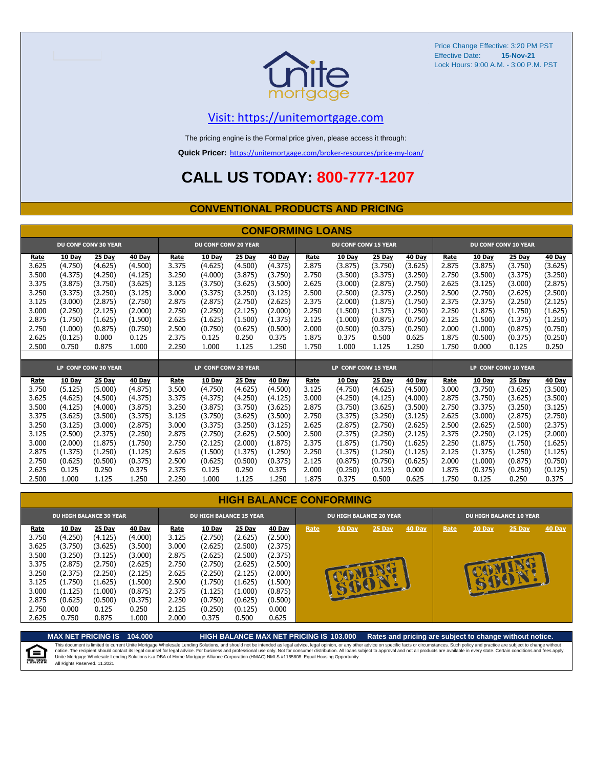Price Change Effective: 3:20 PM PST
Effective Date: **15-Nov-21**
Lock Hours: 9:00 A.M. - 3:00 P.M. PST

Visit: https://unitemortgage.com

The pricing engine is the Formal price given, please access it through:

**Quick Pricer:** https://unitemortgage.com/broker-resources/price-my-loan/

# CALL US TODAY: 800-777-1207

## CONVENTIONAL PRODUCTS AND PRICING

### CONFORMING LOANS

| DU CONF CONV 30 YEAR | | | | DU CONF CONV 20 YEAR | | | | DU CONF CONV 15 YEAR | | | | DU CONF CONV 10 YEAR | | | |
|---|---|---|---|---|---|---|---|---|---|---|---|---|---|---|---|
| Rate | 10 Day | 25 Day | 40 Day | Rate | 10 Day | 25 Day | 40 Day | Rate | 10 Day | 25 Day | 40 Day | Rate | 10 Day | 25 Day | 40 Day |
| 3.625 | (4.750) | (4.625) | (4.500) | 3.375 | (4.625) | (4.500) | (4.375) | 2.875 | (3.875) | (3.750) | (3.625) | 2.875 | (3.875) | (3.750) | (3.625) |
| 3.500 | (4.375) | (4.250) | (4.125) | 3.250 | (4.000) | (3.875) | (3.750) | 2.750 | (3.500) | (3.375) | (3.250) | 2.750 | (3.500) | (3.375) | (3.250) |
| 3.375 | (3.875) | (3.750) | (3.625) | 3.125 | (3.750) | (3.625) | (3.500) | 2.625 | (3.000) | (2.875) | (2.750) | 2.625 | (3.125) | (3.000) | (2.875) |
| 3.250 | (3.375) | (3.250) | (3.125) | 3.000 | (3.375) | (3.250) | (3.125) | 2.500 | (2.500) | (2.375) | (2.250) | 2.500 | (2.750) | (2.625) | (2.500) |
| 3.125 | (3.000) | (2.875) | (2.750) | 2.875 | (2.875) | (2.750) | (2.625) | 2.375 | (2.000) | (1.875) | (1.750) | 2.375 | (2.375) | (2.250) | (2.125) |
| 3.000 | (2.250) | (2.125) | (2.000) | 2.750 | (2.250) | (2.125) | (2.000) | 2.250 | (1.500) | (1.375) | (1.250) | 2.250 | (1.875) | (1.750) | (1.625) |
| 2.875 | (1.750) | (1.625) | (1.500) | 2.625 | (1.625) | (1.500) | (1.375) | 2.125 | (1.000) | (0.875) | (0.750) | 2.125 | (1.500) | (1.375) | (1.250) |
| 2.750 | (1.000) | (0.875) | (0.750) | 2.500 | (0.750) | (0.625) | (0.500) | 2.000 | (0.500) | (0.375) | (0.250) | 2.000 | (1.000) | (0.875) | (0.750) |
| 2.625 | (0.125) | 0.000 | 0.125 | 2.375 | 0.125 | 0.250 | 0.375 | 1.875 | 0.375 | 0.500 | 0.625 | 1.875 | (0.500) | (0.375) | (0.250) |
| 2.500 | 0.750 | 0.875 | 1.000 | 2.250 | 1.000 | 1.125 | 1.250 | 1.750 | 1.000 | 1.125 | 1.250 | 1.750 | 0.000 | 0.125 | 0.250 |

| LP CONF CONV 30 YEAR | | | | LP CONF CONV 20 YEAR | | | | LP CONF CONV 15 YEAR | | | | LP CONF CONV 10 YEAR | | | |
|---|---|---|---|---|---|---|---|---|---|---|---|---|---|---|---|
| Rate | 10 Day | 25 Day | 40 Day | Rate | 10 Day | 25 Day | 40 Day | Rate | 10 Day | 25 Day | 40 Day | Rate | 10 Day | 25 Day | 40 Day |
| 3.750 | (5.125) | (5.000) | (4.875) | 3.500 | (4.750) | (4.625) | (4.500) | 3.125 | (4.750) | (4.625) | (4.500) | 3.000 | (3.750) | (3.625) | (3.500) |
| 3.625 | (4.625) | (4.500) | (4.375) | 3.375 | (4.375) | (4.250) | (4.125) | 3.000 | (4.250) | (4.125) | (4.000) | 2.875 | (3.750) | (3.625) | (3.500) |
| 3.500 | (4.125) | (4.000) | (3.875) | 3.250 | (3.875) | (3.750) | (3.625) | 2.875 | (3.750) | (3.625) | (3.500) | 2.750 | (3.375) | (3.250) | (3.125) |
| 3.375 | (3.625) | (3.500) | (3.375) | 3.125 | (3.750) | (3.625) | (3.500) | 2.750 | (3.375) | (3.250) | (3.125) | 2.625 | (3.000) | (2.875) | (2.750) |
| 3.250 | (3.125) | (3.000) | (2.875) | 3.000 | (3.375) | (3.250) | (3.125) | 2.625 | (2.875) | (2.750) | (2.625) | 2.500 | (2.625) | (2.500) | (2.375) |
| 3.125 | (2.500) | (2.375) | (2.250) | 2.875 | (2.750) | (2.625) | (2.500) | 2.500 | (2.375) | (2.250) | (2.125) | 2.375 | (2.250) | (2.125) | (2.000) |
| 3.000 | (2.000) | (1.875) | (1.750) | 2.750 | (2.125) | (2.000) | (1.875) | 2.375 | (1.875) | (1.750) | (1.625) | 2.250 | (1.875) | (1.750) | (1.625) |
| 2.875 | (1.375) | (1.250) | (1.125) | 2.625 | (1.500) | (1.375) | (1.250) | 2.250 | (1.375) | (1.250) | (1.125) | 2.125 | (1.375) | (1.250) | (1.125) |
| 2.750 | (0.625) | (0.500) | (0.375) | 2.500 | (0.625) | (0.500) | (0.375) | 2.125 | (0.875) | (0.750) | (0.625) | 2.000 | (1.000) | (0.875) | (0.750) |
| 2.625 | 0.125 | 0.250 | 0.375 | 2.375 | 0.125 | 0.250 | 0.375 | 2.000 | (0.250) | (0.125) | 0.000 | 1.875 | (0.375) | (0.250) | (0.125) |
| 2.500 | 1.000 | 1.125 | 1.250 | 2.250 | 1.000 | 1.125 | 1.250 | 1.875 | 0.375 | 0.500 | 0.625 | 1.750 | 0.125 | 0.250 | 0.375 |

### HIGH BALANCE CONFORMING

| DU HIGH BALANCE 30 YEAR | | | | DU HIGH BALANCE 15 YEAR | | | | DU HIGH BALANCE 20 YEAR | | | | DU HIGH BALANCE 10 YEAR | | | |
|---|---|---|---|---|---|---|---|---|---|---|---|---|---|---|---|
| Rate | 10 Day | 25 Day | 40 Day | Rate | 10 Day | 25 Day | 40 Day | Rate | 10 Day | 25 Day | 40 Day | Rate | 10 Day | 25 Day | 40 Day |
| 3.750 | (4.250) | (4.125) | (4.000) | 3.125 | (2.750) | (2.625) | (2.500) | COMING SOON! | | | | COMING SOON! | | | |
| 3.625 | (3.750) | (3.625) | (3.500) | 3.000 | (2.625) | (2.500) | (2.375) | | | | | | | | |
| 3.500 | (3.250) | (3.125) | (3.000) | 2.875 | (2.625) | (2.500) | (2.375) | | | | | | | | |
| 3.375 | (2.875) | (2.750) | (2.625) | 2.750 | (2.750) | (2.625) | (2.500) | | | | | | | | |
| 3.250 | (2.375) | (2.250) | (2.125) | 2.625 | (2.250) | (2.125) | (2.000) | | | | | | | | |
| 3.125 | (1.750) | (1.625) | (1.500) | 2.500 | (1.750) | (1.625) | (1.500) | | | | | | | | |
| 3.000 | (1.125) | (1.000) | (0.875) | 2.375 | (1.125) | (1.000) | (0.875) | | | | | | | | |
| 2.875 | (0.625) | (0.500) | (0.375) | 2.250 | (0.750) | (0.625) | (0.500) | | | | | | | | |
| 2.750 | 0.000 | 0.125 | 0.250 | 2.125 | (0.250) | (0.125) | 0.000 | | | | | | | | |
| 2.625 | 0.750 | 0.875 | 1.000 | 2.000 | 0.375 | 0.500 | 0.625 | | | | | | | | |

**MAX NET PRICING IS 104.000** **HIGH BALANCE MAX NET PRICING IS 103.000** **Rates and pricing are subject to change without notice.**

This document is limited to current Unite Mortgage Wholesale Lending Solutions, and should not be intended as legal advice, legal opinion, or any other advice on specific facts or circumstances. Such policy and practice are subject to change without notice. The recipient should contact its legal counsel for legal advice. For business and professional use only. Not for consumer distribution. All loans subject to approval and not all products are available in every state. Certain conditions and fees apply. Unite Mortgage Wholesale Lending Solutions is a DBA of Home Mortgage Alliance Corporation (HMAC) NMLS #1165808. Equal Housing Opportunity.
All Rights Reserved. 11.2021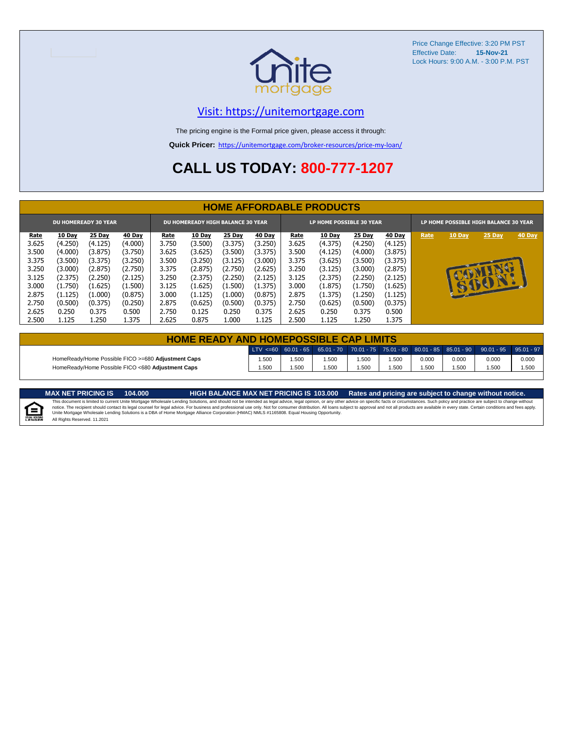Price Change Effective: 3:20 PM PST
Effective Date: **15-Nov-21**
Lock Hours: 9:00 A.M. - 3:00 P.M. PST

Visit: https://unitemortgage.com

The pricing engine is the Formal price given, please access it through:

**Quick Pricer:** https://unitemortgage.com/broker-resources/price-my-loan/

# CALL US TODAY: 800-777-1207

## HOME AFFORDABLE PRODUCTS

| DU HOMEREADY 30 YEAR | | | | DU HOMEREADY HIGH BALANCE 30 YEAR | | | | LP HOME POSSIBLE 30 YEAR | | | | LP HOME POSSIBLE HIGH BALANCE 30 YEAR | | | |
|---|---|---|---|---|---|---|---|---|---|---|---|---|---|---|---|
| Rate | 10 Day | 25 Day | 40 Day | Rate | 10 Day | 25 Day | 40 Day | Rate | 10 Day | 25 Day | 40 Day | Rate | 10 Day | 25 Day | 40 Day |
| 3.625 | (4.250) | (4.125) | (4.000) | 3.750 | (3.500) | (3.375) | (3.250) | 3.625 | (4.375) | (4.250) | (4.125) | | | | |
| 3.500 | (4.000) | (3.875) | (3.750) | 3.625 | (3.625) | (3.500) | (3.375) | 3.500 | (4.125) | (4.000) | (3.875) | | | | |
| 3.375 | (3.500) | (3.375) | (3.250) | 3.500 | (3.250) | (3.125) | (3.000) | 3.375 | (3.625) | (3.500) | (3.375) | COMING SOON! | | | |
| 3.250 | (3.000) | (2.875) | (2.750) | 3.375 | (2.875) | (2.750) | (2.625) | 3.250 | (3.125) | (3.000) | (2.875) | | | | |
| 3.125 | (2.375) | (2.250) | (2.125) | 3.250 | (2.375) | (2.250) | (2.125) | 3.125 | (2.375) | (2.250) | (2.125) | | | | |
| 3.000 | (1.750) | (1.625) | (1.500) | 3.125 | (1.625) | (1.500) | (1.375) | 3.000 | (1.875) | (1.750) | (1.625) | | | | |
| 2.875 | (1.125) | (1.000) | (0.875) | 3.000 | (1.125) | (1.000) | (0.875) | 2.875 | (1.375) | (1.250) | (1.125) | | | | |
| 2.750 | (0.500) | (0.375) | (0.250) | 2.875 | (0.625) | (0.500) | (0.375) | 2.750 | (0.625) | (0.500) | (0.375) | | | | |
| 2.625 | 0.250 | 0.375 | 0.500 | 2.750 | 0.125 | 0.250 | 0.375 | 2.625 | 0.250 | 0.375 | 0.500 | | | | |
| 2.500 | 1.125 | 1.250 | 1.375 | 2.625 | 0.875 | 1.000 | 1.125 | 2.500 | 1.125 | 1.250 | 1.375 | | | | |

## HOME READY AND HOMEPOSSIBLE CAP LIMITS

| | LTV <=60 | 60.01 - 65 | 65.01 - 70 | 70.01 - 75 | 75.01 - 80 | 80.01 - 85 | 85.01 - 90 | 90.01 - 95 | 95.01 - 97 |
|---|---|---|---|---|---|---|---|---|---|
| HomeReady/Home Possible FICO >=680 **Adjustment Caps** | 1.500 | 1.500 | 1.500 | 1.500 | 1.500 | 0.000 | 0.000 | 0.000 | 0.000 |
| HomeReady/Home Possible FICO <680 **Adjustment Caps** | 1.500 | 1.500 | 1.500 | 1.500 | 1.500 | 1.500 | 1.500 | 1.500 | 1.500 |

**MAX NET PRICING IS 104.000** **HIGH BALANCE MAX NET PRICING IS 103.000** **Rates and pricing are subject to change without notice.**

This document is limited to current Unite Mortgage Wholesale Lending Solutions, and should not be intended as legal advice, legal opinion, or any other advice on specific facts or circumstances. Such policy and practice are subject to change without notice. The recipient should contact its legal counsel for legal advice. For business and professional use only. Not for consumer distribution. All loans subject to approval and not all products are available in every state. Certain conditions and fees apply. Unite Mortgage Wholesale Lending Solutions is a DBA of Home Mortgage Alliance Corporation (HMAC) NMLS #1165808. Equal Housing Opportunity.
All Rights Reserved. 11.2021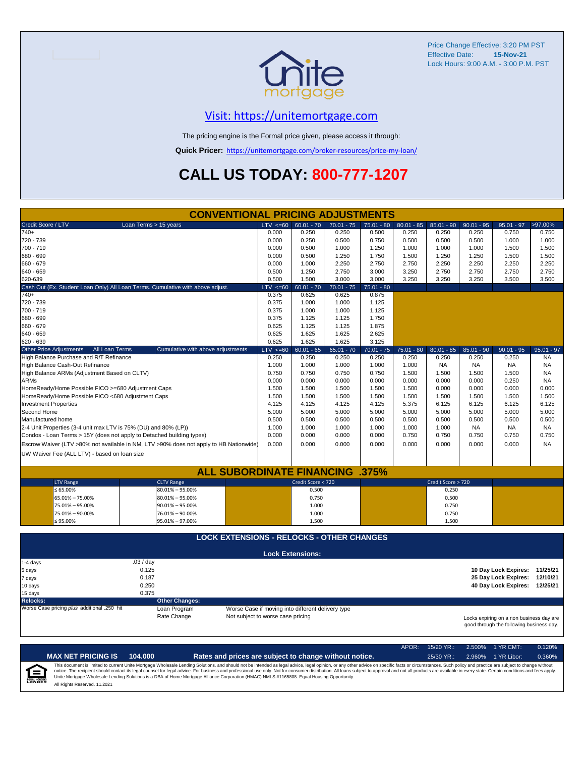Price Change Effective: 3:20 PM PST
Effective Date: **15-Nov-21**
Lock Hours: 9:00 A.M. - 3:00 P.M. PST

Visit: https://unitemortgage.com

The pricing engine is the Formal price given, please access it through:

**Quick Pricer:** https://unitemortgage.com/broker-resources/price-my-loan/

# CALL US TODAY: 800-777-1207

## CONVENTIONAL PRICING ADJUSTMENTS

| Credit Score / LTV — Loan Terms > 15 years | LTV <=60 | 60.01 - 70 | 70.01 - 75 | 75.01 - 80 | 80.01 - 85 | 85.01 - 90 | 90.01 - 95 | 95.01 - 97 | >97.00% |
|---|---|---|---|---|---|---|---|---|---|
| 740+ | 0.000 | 0.250 | 0.250 | 0.500 | 0.250 | 0.250 | 0.250 | 0.750 | 0.750 |
| 720 - 739 | 0.000 | 0.250 | 0.500 | 0.750 | 0.500 | 0.500 | 0.500 | 1.000 | 1.000 |
| 700 - 719 | 0.000 | 0.500 | 1.000 | 1.250 | 1.000 | 1.000 | 1.000 | 1.500 | 1.500 |
| 680 - 699 | 0.000 | 0.500 | 1.250 | 1.750 | 1.500 | 1.250 | 1.250 | 1.500 | 1.500 |
| 660 - 679 | 0.000 | 1.000 | 2.250 | 2.750 | 2.750 | 2.250 | 2.250 | 2.250 | 2.250 |
| 640 - 659 | 0.500 | 1.250 | 2.750 | 3.000 | 3.250 | 2.750 | 2.750 | 2.750 | 2.750 |
| 620-639 | 0.500 | 1.500 | 3.000 | 3.000 | 3.250 | 3.250 | 3.250 | 3.500 | 3.500 |

| Cash Out (Ex. Student Loan Only) All Loan Terms. Cumulative with above adjust. | LTV <=60 | 60.01 - 70 | 70.01 - 75 | 75.01 - 80 |
|---|---|---|---|---|
| 740+ | 0.375 | 0.625 | 0.625 | 0.875 |
| 720 - 739 | 0.375 | 1.000 | 1.000 | 1.125 |
| 700 - 719 | 0.375 | 1.000 | 1.000 | 1.125 |
| 680 - 699 | 0.375 | 1.125 | 1.125 | 1.750 |
| 660 - 679 | 0.625 | 1.125 | 1.125 | 1.875 |
| 640 - 659 | 0.625 | 1.625 | 1.625 | 2.625 |
| 620 - 639 | 0.625 | 1.625 | 1.625 | 3.125 |

| Other Price Adjustments — All Loan Terms — Cumulative with above adjustments | LTV <=60 | 60.01 - 65 | 65.01 - 70 | 70.01 - 75 | 75.01 - 80 | 80.01 - 85 | 85.01 - 90 | 90.01 - 95 | 95.01 - 97 |
|---|---|---|---|---|---|---|---|---|---|
| High Balance Purchase and R/T Refinance | 0.250 | 0.250 | 0.250 | 0.250 | 0.250 | 0.250 | 0.250 | 0.250 | NA |
| High Balance Cash-Out Refinance | 1.000 | 1.000 | 1.000 | 1.000 | 1.000 | NA | NA | NA | NA |
| High Balance ARMs (Adjustment Based on CLTV) | 0.750 | 0.750 | 0.750 | 0.750 | 1.500 | 1.500 | 1.500 | 1.500 | NA |
| ARMs | 0.000 | 0.000 | 0.000 | 0.000 | 0.000 | 0.000 | 0.000 | 0.250 | NA |
| HomeReady/Home Possible FICO >=680 Adjustment Caps | 1.500 | 1.500 | 1.500 | 1.500 | 1.500 | 0.000 | 0.000 | 0.000 | 0.000 |
| HomeReady/Home Possible FICO <680 Adjustment Caps | 1.500 | 1.500 | 1.500 | 1.500 | 1.500 | 1.500 | 1.500 | 1.500 | 1.500 |
| Investment Properties | 4.125 | 4.125 | 4.125 | 4.125 | 5.375 | 6.125 | 6.125 | 6.125 | 6.125 |
| Second Home | 5.000 | 5.000 | 5.000 | 5.000 | 5.000 | 5.000 | 5.000 | 5.000 | 5.000 |
| Manufactured home | 0.500 | 0.500 | 0.500 | 0.500 | 0.500 | 0.500 | 0.500 | 0.500 | 0.500 |
| 2-4 Unit Properties (3-4 unit max LTV is 75% (DU) and 80% (LP)) | 1.000 | 1.000 | 1.000 | 1.000 | 1.000 | 1.000 | NA | NA | NA |
| Condos - Loan Terms > 15Y (does not apply to Detached building types) | 0.000 | 0.000 | 0.000 | 0.000 | 0.750 | 0.750 | 0.750 | 0.750 | 0.750 |
| Escrow Waiver (LTV >80% not available in NM, LTV >90% does not apply to HB Nationwide) | 0.000 | 0.000 | 0.000 | 0.000 | 0.000 | 0.000 | 0.000 | 0.000 | NA |
| UW Waiver Fee (ALL LTV) - based on loan size | | | | | | | | | |

## ALL SUBORDINATE FINANCING .375%

| LTV Range | CLTV Range | Credit Score < 720 | Credit Score > 720 |
|---|---|---|---|
| ≤ 65.00% | 80.01% – 95.00% | 0.500 | 0.250 |
| 65.01% – 75.00% | 80.01% – 95.00% | 0.750 | 0.500 |
| 75.01% – 95.00% | 90.01% – 95.00% | 1.000 | 0.750 |
| 75.01% – 90.00% | 76.01% – 90.00% | 1.000 | 0.750 |
| ≤ 95.00% | 95.01% – 97.00% | 1.500 | 1.500 |

## LOCK EXTENSIONS - RELOCKS - OTHER CHANGES

**Lock Extensions:**

| Days | Cost |
|---|---|
| 1-4 days | .03 / day |
| 5 days | 0.125 |
| 7 days | 0.187 |
| 10 days | 0.250 |
| 15 days | 0.375 |

**10 Day Lock Expires: 11/25/21**
**25 Day Lock Expires: 12/10/21**
**40 Day Lock Expires: 12/25/21**

**Relocks:**
Worse Case pricing *plus* additional .250 hit

**Other Changes:**

| | |
|---|---|
| Loan Program | Worse Case if moving into different delivery type |
| Rate Change | Not subject to worse case pricing |

Locks expiring on a non business day are good through the following business day.

**MAX NET PRICING IS 104.000** — **Rates and prices are subject to change without notice.**

| APOR: | | | |
|---|---|---|---|
| 15/20 YR.: | 2.500% | 1 YR CMT: | 0.120% |
| 25/30 YR.: | 2.960% | 1 YR Libor: | 0.360% |

This document is limited to current Unite Mortgage Wholesale Lending Solutions, and should not be intended as legal advice, legal opinion, or any other advice on specific facts or circumstances. Such policy and practice are subject to change without notice. The recipient should contact its legal counsel for legal advice. For business and professional use only. Not for consumer distribution. All loans subject to approval and not all products are available in every state. Certain conditions and fees apply. Unite Mortgage Wholesale Lending Solutions is a DBA of Home Mortgage Alliance Corporation (HMAC) NMLS #1165808. Equal Housing Opportunity.

All Rights Reserved. 11.2021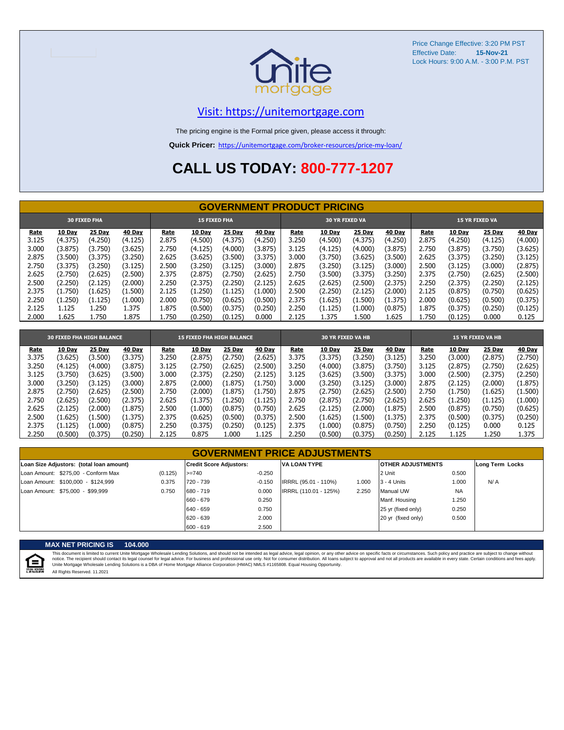Price Change Effective: 3:20 PM PST
Effective Date: **15-Nov-21**
Lock Hours: 9:00 A.M. - 3:00 P.M. PST

Visit: https://unitemortgage.com

The pricing engine is the Formal price given, please access it through:

**Quick Pricer:** https://unitemortgage.com/broker-resources/price-my-loan/

# CALL US TODAY: 800-777-1207

## GOVERNMENT PRODUCT PRICING

| 30 FIXED FHA | | | | 15 FIXED FHA | | | | 30 YR FIXED VA | | | | 15 YR FIXED VA | | | |
|---|---|---|---|---|---|---|---|---|---|---|---|---|---|---|---|
| Rate | 10 Day | 25 Day | 40 Day | Rate | 10 Day | 25 Day | 40 Day | Rate | 10 Day | 25 Day | 40 Day | Rate | 10 Day | 25 Day | 40 Day |
| 3.125 | (4.375) | (4.250) | (4.125) | 2.875 | (4.500) | (4.375) | (4.250) | 3.250 | (4.500) | (4.375) | (4.250) | 2.875 | (4.250) | (4.125) | (4.000) |
| 3.000 | (3.875) | (3.750) | (3.625) | 2.750 | (4.125) | (4.000) | (3.875) | 3.125 | (4.125) | (4.000) | (3.875) | 2.750 | (3.875) | (3.750) | (3.625) |
| 2.875 | (3.500) | (3.375) | (3.250) | 2.625 | (3.625) | (3.500) | (3.375) | 3.000 | (3.750) | (3.625) | (3.500) | 2.625 | (3.375) | (3.250) | (3.125) |
| 2.750 | (3.375) | (3.250) | (3.125) | 2.500 | (3.250) | (3.125) | (3.000) | 2.875 | (3.250) | (3.125) | (3.000) | 2.500 | (3.125) | (3.000) | (2.875) |
| 2.625 | (2.750) | (2.625) | (2.500) | 2.375 | (2.875) | (2.750) | (2.625) | 2.750 | (3.500) | (3.375) | (3.250) | 2.375 | (2.750) | (2.625) | (2.500) |
| 2.500 | (2.250) | (2.125) | (2.000) | 2.250 | (2.375) | (2.250) | (2.125) | 2.625 | (2.625) | (2.500) | (2.375) | 2.250 | (2.375) | (2.250) | (2.125) |
| 2.375 | (1.750) | (1.625) | (1.500) | 2.125 | (1.250) | (1.125) | (1.000) | 2.500 | (2.250) | (2.125) | (2.000) | 2.125 | (0.875) | (0.750) | (0.625) |
| 2.250 | (1.250) | (1.125) | (1.000) | 2.000 | (0.750) | (0.625) | (0.500) | 2.375 | (1.625) | (1.500) | (1.375) | 2.000 | (0.625) | (0.500) | (0.375) |
| 2.125 | 1.125 | 1.250 | 1.375 | 1.875 | (0.500) | (0.375) | (0.250) | 2.250 | (1.125) | (1.000) | (0.875) | 1.875 | (0.375) | (0.250) | (0.125) |
| 2.000 | 1.625 | 1.750 | 1.875 | 1.750 | (0.250) | (0.125) | 0.000 | 2.125 | 1.375 | 1.500 | 1.625 | 1.750 | (0.125) | 0.000 | 0.125 |

| 30 FIXED FHA HIGH BALANCE | | | | 15 FIXED FHA HIGH BALANCE | | | | 30 YR FIXED VA HB | | | | 15 YR FIXED VA HB | | | |
|---|---|---|---|---|---|---|---|---|---|---|---|---|---|---|---|
| Rate | 10 Day | 25 Day | 40 Day | Rate | 10 Day | 25 Day | 40 Day | Rate | 10 Day | 25 Day | 40 Day | Rate | 10 Day | 25 Day | 40 Day |
| 3.375 | (3.625) | (3.500) | (3.375) | 3.250 | (2.875) | (2.750) | (2.625) | 3.375 | (3.375) | (3.250) | (3.125) | 3.250 | (3.000) | (2.875) | (2.750) |
| 3.250 | (4.125) | (4.000) | (3.875) | 3.125 | (2.750) | (2.625) | (2.500) | 3.250 | (4.000) | (3.875) | (3.750) | 3.125 | (2.875) | (2.750) | (2.625) |
| 3.125 | (3.750) | (3.625) | (3.500) | 3.000 | (2.375) | (2.250) | (2.125) | 3.125 | (3.625) | (3.500) | (3.375) | 3.000 | (2.500) | (2.375) | (2.250) |
| 3.000 | (3.250) | (3.125) | (3.000) | 2.875 | (2.000) | (1.875) | (1.750) | 3.000 | (3.250) | (3.125) | (3.000) | 2.875 | (2.125) | (2.000) | (1.875) |
| 2.875 | (2.750) | (2.625) | (2.500) | 2.750 | (2.000) | (1.875) | (1.750) | 2.875 | (2.750) | (2.625) | (2.500) | 2.750 | (1.750) | (1.625) | (1.500) |
| 2.750 | (2.625) | (2.500) | (2.375) | 2.625 | (1.375) | (1.250) | (1.125) | 2.750 | (2.875) | (2.750) | (2.625) | 2.625 | (1.250) | (1.125) | (1.000) |
| 2.625 | (2.125) | (2.000) | (1.875) | 2.500 | (1.000) | (0.875) | (0.750) | 2.625 | (2.125) | (2.000) | (1.875) | 2.500 | (0.875) | (0.750) | (0.625) |
| 2.500 | (1.625) | (1.500) | (1.375) | 2.375 | (0.625) | (0.500) | (0.375) | 2.500 | (1.625) | (1.500) | (1.375) | 2.375 | (0.500) | (0.375) | (0.250) |
| 2.375 | (1.125) | (1.000) | (0.875) | 2.250 | (0.375) | (0.250) | (0.125) | 2.375 | (1.000) | (0.875) | (0.750) | 2.250 | (0.125) | 0.000 | 0.125 |
| 2.250 | (0.500) | (0.375) | (0.250) | 2.125 | 0.875 | 1.000 | 1.125 | 2.250 | (0.500) | (0.375) | (0.250) | 2.125 | 1.125 | 1.250 | 1.375 |

## GOVERNMENT PRICE ADJUSTMENTS

| Loan Size Adjustors: (total loan amount) | | Credit Score Adjustors: | | VA LOAN TYPE | | OTHER ADJUSTMENTS | | Long Term Locks |
|---|---|---|---|---|---|---|---|---|
| Loan Amount: $275,00 - Conform Max | (0.125) | >=740 | -0.250 | | | 2 Unit | 0.500 | |
| Loan Amount: $100,000 - $124,999 | 0.375 | 720 - 739 | -0.150 | IRRRL (95.01 - 110%) | 1.000 | 3 - 4 Units | 1.000 | N/ A |
| Loan Amount: $75,000 - $99,999 | 0.750 | 680 - 719 | 0.000 | IRRRL (110.01 - 125%) | 2.250 | Manual UW | NA | |
| | | 660 - 679 | 0.250 | | | Manf. Housing | 1.250 | |
| | | 640 - 659 | 0.750 | | | 25 yr (fixed only) | 0.250 | |
| | | 620 - 639 | 2.000 | | | 20 yr (fixed only) | 0.500 | |
| | | 600 - 619 | 2.500 | | | | | |

**MAX NET PRICING IS 104.000**

This document is limited to current Unite Mortgage Wholesale Lending Solutions, and should not be intended as legal advice, legal opinion, or any other advice on specific facts or circumstances. Such policy and practice are subject to change without notice. The recipient should contact its legal counsel for legal advice. For business and professional use only. Not for consumer distribution. All loans subject to approval and not all products are available in every state. Certain conditions and fees apply. Unite Mortgage Wholesale Lending Solutions is a DBA of Home Mortgage Alliance Corporation (HMAC) NMLS #1165808. Equal Housing Opportunity.
All Rights Reserved. 11.2021